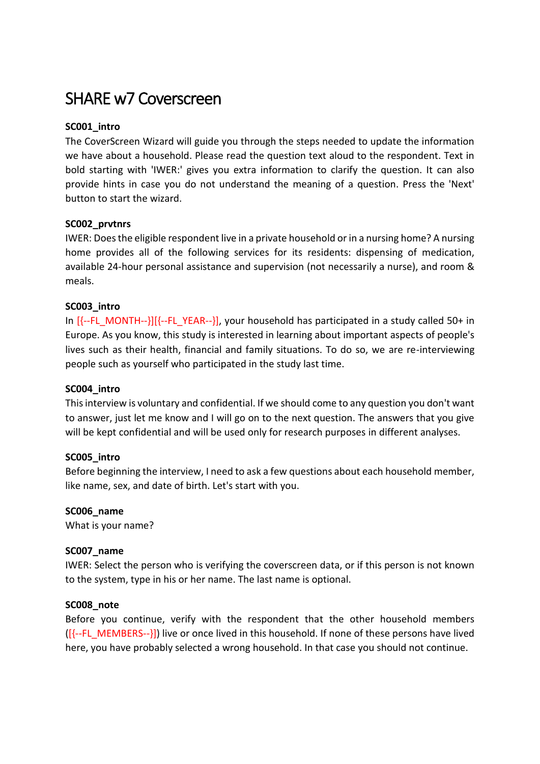# SHARE w7 Coverscreen

**SC001_intro**

The CoverScreen Wizard will guide you through the steps needed to update the information we have about a household. Please read the question text aloud to the respondent. Text in bold starting with 'IWER:' gives you extra information to clarify the question. It can also provide hints in case you do not understand the meaning of a question. Press the 'Next' button to start the wizard.

**SC002_prvtnrs**

IWER: Does the eligible respondent live in a private household or in a nursing home? A nursing home provides all of the following services for its residents: dispensing of medication, available 24-hour personal assistance and supervision (not necessarily a nurse), and room & meals.

**SC003_intro**

In [{--FL_MONTH--}][{--FL_YEAR--}], your household has participated in a study called 50+ in Europe. As you know, this study is interested in learning about important aspects of people's lives such as their health, financial and family situations. To do so, we are re-interviewing people such as yourself who participated in the study last time.

**SC004_intro**

This interview is voluntary and confidential. If we should come to any question you don't want to answer, just let me know and I will go on to the next question. The answers that you give will be kept confidential and will be used only for research purposes in different analyses.

**SC005_intro**

Before beginning the interview, I need to ask a few questions about each household member, like name, sex, and date of birth. Let's start with you.

**SC006_name**

What is your name?

**SC007_name**

IWER: Select the person who is verifying the coverscreen data, or if this person is not known to the system, type in his or her name. The last name is optional.

**SC008_note**

Before you continue, verify with the respondent that the other household members ([{--FL_MEMBERS--}]) live or once lived in this household. If none of these persons have lived here, you have probably selected a wrong household. In that case you should not continue.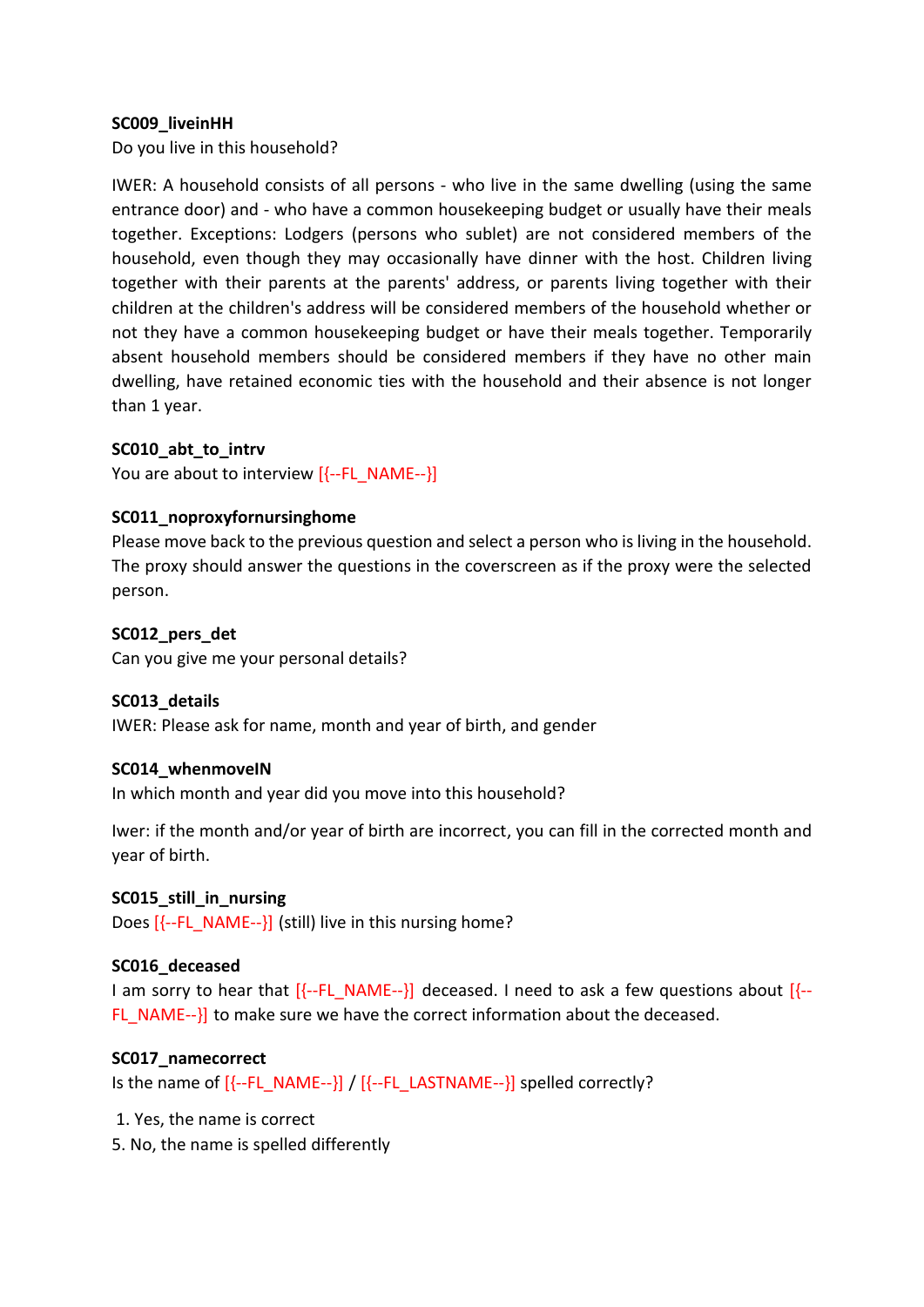**SC009_liveinHH**

Do you live in this household?

IWER: A household consists of all persons - who live in the same dwelling (using the same entrance door) and - who have a common housekeeping budget or usually have their meals together. Exceptions: Lodgers (persons who sublet) are not considered members of the household, even though they may occasionally have dinner with the host. Children living together with their parents at the parents' address, or parents living together with their children at the children's address will be considered members of the household whether or not they have a common housekeeping budget or have their meals together. Temporarily absent household members should be considered members if they have no other main dwelling, have retained economic ties with the household and their absence is not longer than 1 year.

**SC010_abt_to_intrv**

You are about to interview [{--FL_NAME--}]

**SC011_noproxyfornursinghome**

Please move back to the previous question and select a person who is living in the household. The proxy should answer the questions in the coverscreen as if the proxy were the selected person.

**SC012_pers_det**

Can you give me your personal details?

**SC013_details**

IWER: Please ask for name, month and year of birth, and gender

**SC014_whenmoveIN**

In which month and year did you move into this household?

Iwer: if the month and/or year of birth are incorrect, you can fill in the corrected month and year of birth.

**SC015_still_in_nursing**

Does [{--FL_NAME--}] (still) live in this nursing home?

**SC016_deceased**

I am sorry to hear that [{--FL_NAME--}] deceased. I need to ask a few questions about [{--FL_NAME--}] to make sure we have the correct information about the deceased.

**SC017_namecorrect**

Is the name of [{--FL_NAME--}] / [{--FL_LASTNAME--}] spelled correctly?

1. Yes, the name is correct
5. No, the name is spelled differently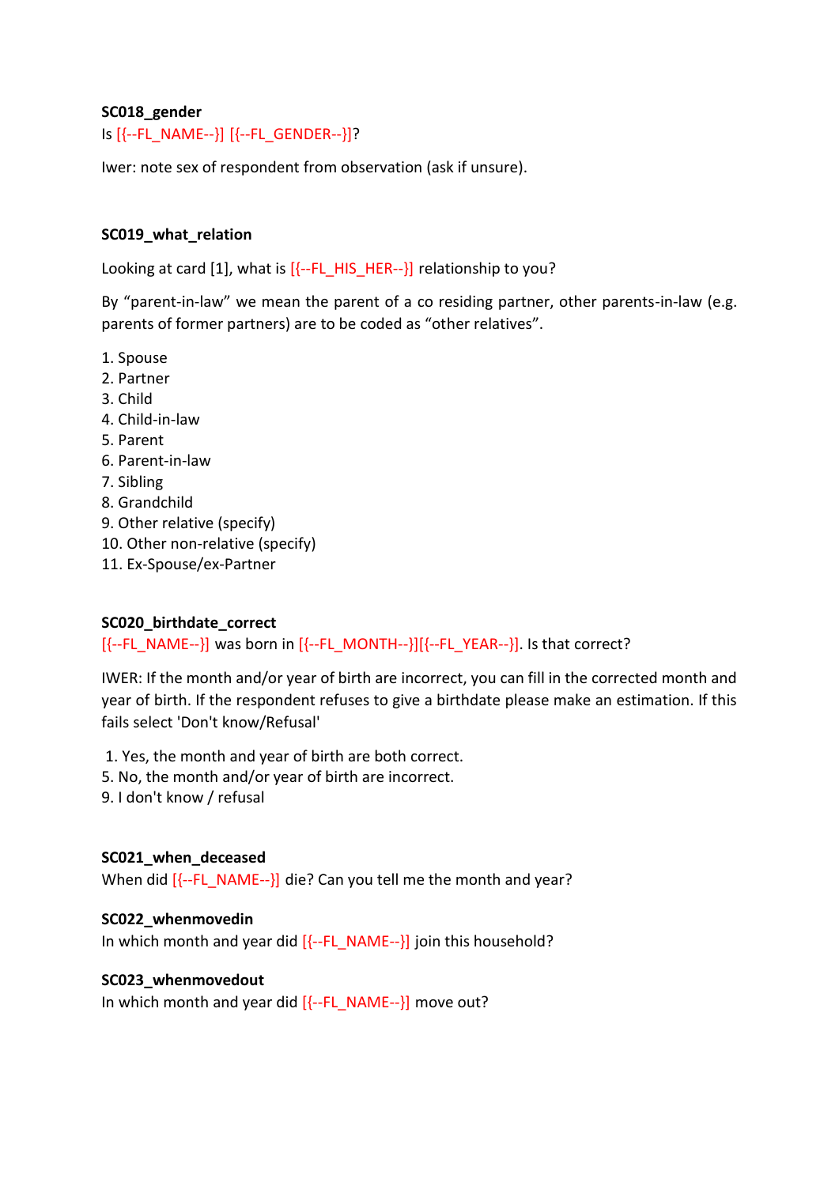**SC018_gender**

Is [{--FL_NAME--}] [{--FL_GENDER--}]?

Iwer: note sex of respondent from observation (ask if unsure).

**SC019_what_relation**

Looking at card [1], what is [{--FL_HIS_HER--}] relationship to you?

By "parent-in-law" we mean the parent of a co residing partner, other parents-in-law (e.g. parents of former partners) are to be coded as "other relatives".

1. Spouse
2. Partner
3. Child
4. Child-in-law
5. Parent
6. Parent-in-law
7. Sibling
8. Grandchild
9. Other relative (specify)
10. Other non-relative (specify)
11. Ex-Spouse/ex-Partner

**SC020_birthdate_correct**

[{--FL_NAME--}] was born in [{--FL_MONTH--}][{--FL_YEAR--}]. Is that correct?

IWER: If the month and/or year of birth are incorrect, you can fill in the corrected month and year of birth. If the respondent refuses to give a birthdate please make an estimation. If this fails select 'Don't know/Refusal'

1. Yes, the month and year of birth are both correct.
5. No, the month and/or year of birth are incorrect.
9. I don't know / refusal

**SC021_when_deceased**

When did [{--FL_NAME--}] die? Can you tell me the month and year?

**SC022_whenmovedin**

In which month and year did [{--FL_NAME--}] join this household?

**SC023_whenmovedout**

In which month and year did [{--FL_NAME--}] move out?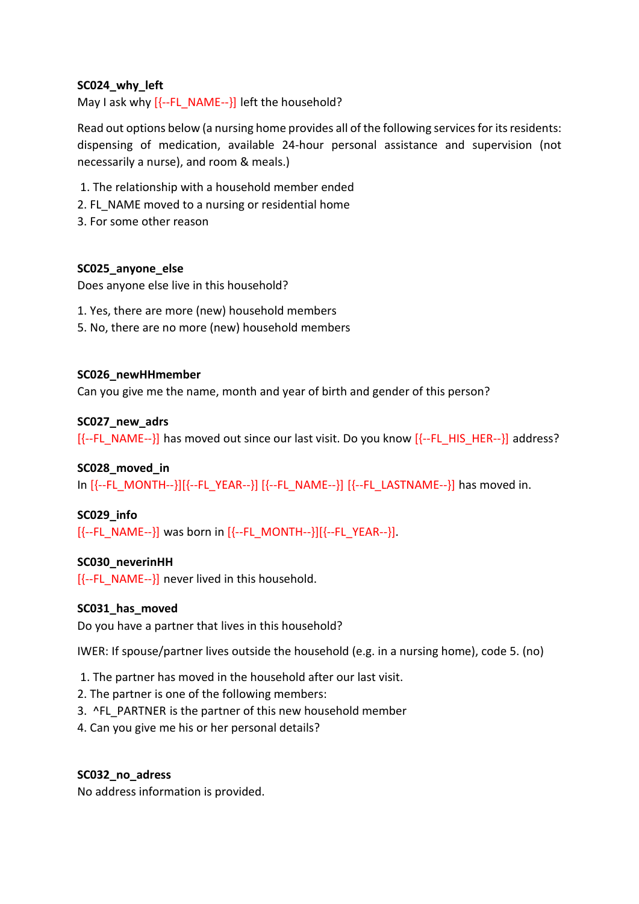**SC024_why_left**

May I ask why [{--FL_NAME--}] left the household?

Read out options below (a nursing home provides all of the following services for its residents: dispensing of medication, available 24-hour personal assistance and supervision (not necessarily a nurse), and room & meals.)

1. The relationship with a household member ended
2. FL_NAME moved to a nursing or residential home
3. For some other reason

**SC025_anyone_else**

Does anyone else live in this household?

1. Yes, there are more (new) household members
5. No, there are no more (new) household members

**SC026_newHHmember**

Can you give me the name, month and year of birth and gender of this person?

**SC027_new_adrs**

[{--FL_NAME--}] has moved out since our last visit. Do you know [{--FL_HIS_HER--}] address?

**SC028_moved_in**

In [{--FL_MONTH--}][{--FL_YEAR--}] [{--FL_NAME--}] [{--FL_LASTNAME--}] has moved in.

**SC029_info**

[{--FL_NAME--}] was born in [{--FL_MONTH--}][{--FL_YEAR--}].

**SC030_neverinHH**

[{--FL_NAME--}] never lived in this household.

**SC031_has_moved**

Do you have a partner that lives in this household?

IWER: If spouse/partner lives outside the household (e.g. in a nursing home), code 5. (no)

1. The partner has moved in the household after our last visit.
2. The partner is one of the following members:
3. ^FL_PARTNER is the partner of this new household member
4. Can you give me his or her personal details?

**SC032_no_adress**

No address information is provided.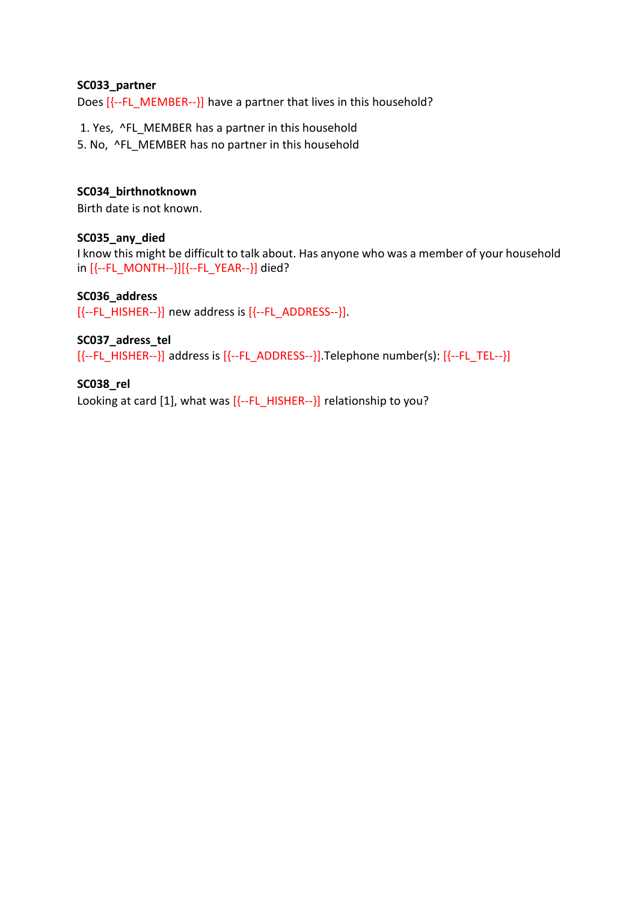**SC033_partner**

Does [{--FL_MEMBER--}] have a partner that lives in this household?

1. Yes, ^FL_MEMBER has a partner in this household
5. No, ^FL_MEMBER has no partner in this household

**SC034_birthnotknown**

Birth date is not known.

**SC035_any_died**

I know this might be difficult to talk about. Has anyone who was a member of your household in [{--FL_MONTH--}][{--FL_YEAR--}] died?

**SC036_address**

[{--FL_HISHER--}] new address is [{--FL_ADDRESS--}].

**SC037_adress_tel**

[{--FL_HISHER--}] address is [{--FL_ADDRESS--}].Telephone number(s): [{--FL_TEL--}]

**SC038_rel**

Looking at card [1], what was [{--FL_HISHER--}] relationship to you?